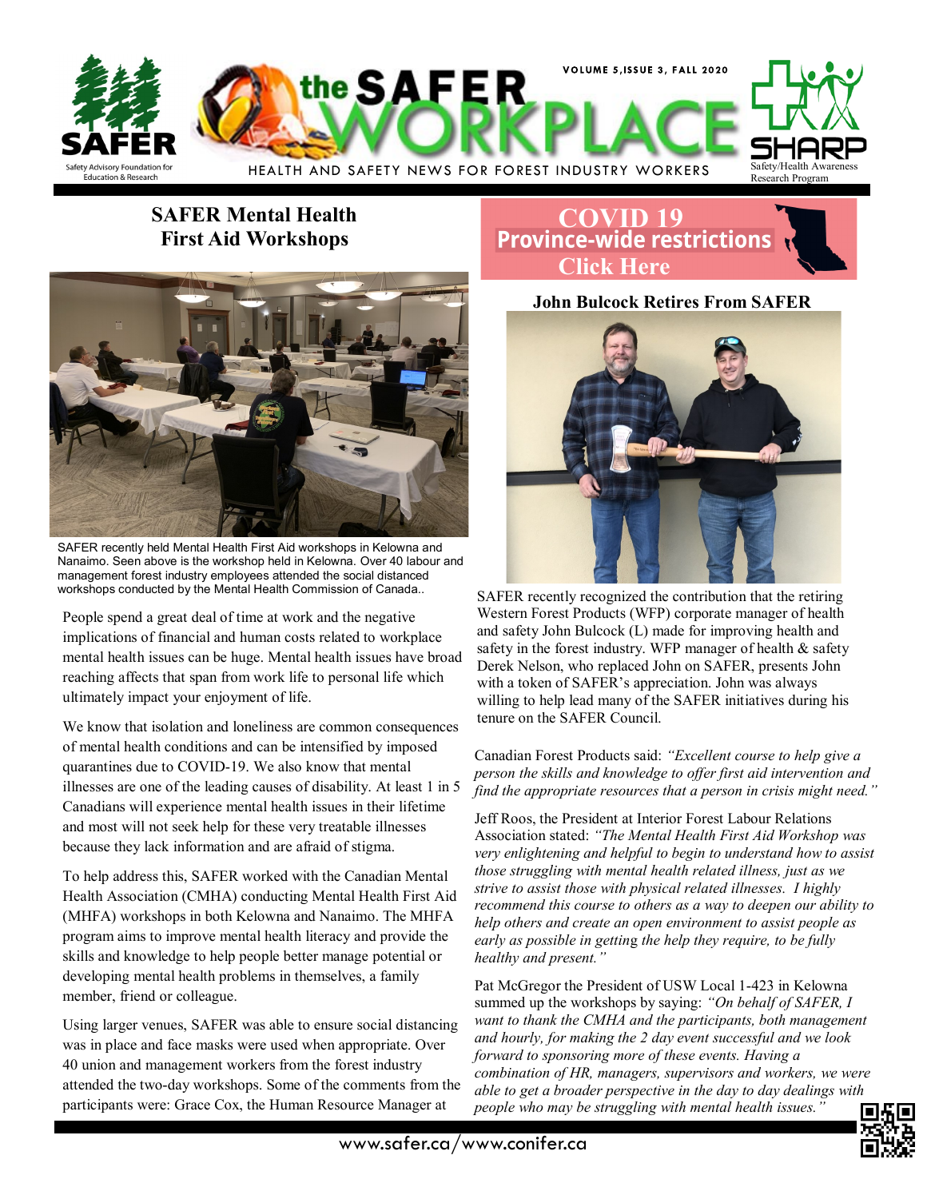# the SAFER WORKPLACE

HEALTH AND SAFETY NEWS FOR FOREST INDUSTRY WORKERS

VOLUME 5, ISSUE 3, FALL 2020

SAFER — Safety Advisory Foundation for Education & Research

SHARP — Safety/Health Awareness Research Program

## SAFER Mental Health First Aid Workshops

SAFER recently held Mental Health First Aid workshops in Kelowna and Nanaimo. Seen above is the workshop held in Kelowna. Over 40 labour and management forest industry employees attended the social distanced workshops conducted by the Mental Health Commission of Canada..

People spend a great deal of time at work and the negative implications of financial and human costs related to workplace mental health issues can be huge. Mental health issues have broad reaching affects that span from work life to personal life which ultimately impact your enjoyment of life.

We know that isolation and loneliness are common consequences of mental health conditions and can be intensified by imposed quarantines due to COVID-19. We also know that mental illnesses are one of the leading causes of disability. At least 1 in 5 Canadians will experience mental health issues in their lifetime and most will not seek help for these very treatable illnesses because they lack information and are afraid of stigma.

To help address this, SAFER worked with the Canadian Mental Health Association (CMHA) conducting Mental Health First Aid (MHFA) workshops in both Kelowna and Nanaimo. The MHFA program aims to improve mental health literacy and provide the skills and knowledge to help people better manage potential or developing mental health problems in themselves, a family member, friend or colleague.

Using larger venues, SAFER was able to ensure social distancing was in place and face masks were used when appropriate. Over 40 union and management workers from the forest industry attended the two-day workshops. Some of the comments from the participants were: Grace Cox, the Human Resource Manager at Canadian Forest Products said: *"Excellent course to help give a person the skills and knowledge to offer first aid intervention and find the appropriate resources that a person in crisis might need."*

Jeff Roos, the President at Interior Forest Labour Relations Association stated: *"The Mental Health First Aid Workshop was very enlightening and helpful to begin to understand how to assist those struggling with mental health related illness, just as we strive to assist those with physical related illnesses. I highly recommend this course to others as a way to deepen our ability to help others and create an open environment to assist people as early as possible in getting the help they require, to be fully healthy and present."*

Pat McGregor the President of USW Local 1-423 in Kelowna summed up the workshops by saying: *"On behalf of SAFER, I want to thank the CMHA and the participants, both management and hourly, for making the 2 day event successful and we look forward to sponsoring more of these events. Having a combination of HR, managers, supervisors and workers, we were able to get a broader perspective in the day to day dealings with people who may be struggling with mental health issues."*

**COVID 19 Province-wide restrictions Click Here**

## John Bulcock Retires From SAFER

SAFER recently recognized the contribution that the retiring Western Forest Products (WFP) corporate manager of health and safety John Bulcock (L) made for improving health and safety in the forest industry. WFP manager of health & safety Derek Nelson, who replaced John on SAFER, presents John with a token of SAFER's appreciation. John was always willing to help lead many of the SAFER initiatives during his tenure on the SAFER Council.

www.safer.ca/www.conifer.ca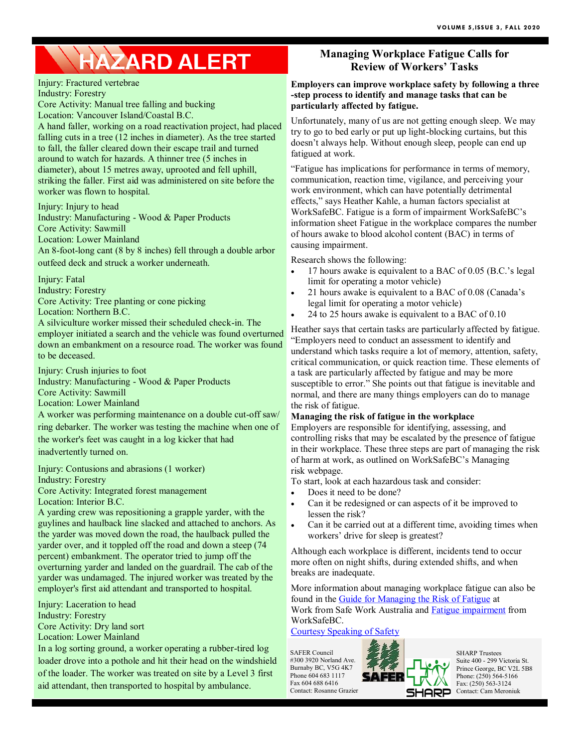# HAZARD ALERT

Injury: Fractured vertebrae
Industry: Forestry
Core Activity: Manual tree falling and bucking
Location: Vancouver Island/Coastal B.C.
A hand faller, working on a road reactivation project, had placed falling cuts in a tree (12 inches in diameter). As the tree started to fall, the faller cleared down their escape trail and turned around to watch for hazards. A thinner tree (5 inches in diameter), about 15 metres away, uprooted and fell uphill, striking the faller. First aid was administered on site before the worker was flown to hospital.

Injury: Injury to head
Industry: Manufacturing - Wood & Paper Products
Core Activity: Sawmill
Location: Lower Mainland
An 8-foot-long cant (8 by 8 inches) fell through a double arbor outfeed deck and struck a worker underneath.

Injury: Fatal
Industry: Forestry
Core Activity: Tree planting or cone picking
Location: Northern B.C.
A silviculture worker missed their scheduled check-in. The employer initiated a search and the vehicle was found overturned down an embankment on a resource road. The worker was found to be deceased.

Injury: Crush injuries to foot
Industry: Manufacturing - Wood & Paper Products
Core Activity: Sawmill
Location: Lower Mainland
A worker was performing maintenance on a double cut-off saw/ring debarker. The worker was testing the machine when one of the worker's feet was caught in a log kicker that had inadvertently turned on.

Injury: Contusions and abrasions (1 worker)
Industry: Forestry
Core Activity: Integrated forest management
Location: Interior B.C.
A yarding crew was repositioning a grapple yarder, with the guylines and haulback line slacked and attached to anchors. As the yarder was moved down the road, the haulback pulled the yarder over, and it toppled off the road and down a steep (74 percent) embankment. The operator tried to jump off the overturning yarder and landed on the guardrail. The cab of the yarder was undamaged. The injured worker was treated by the employer's first aid attendant and transported to hospital.

Injury: Laceration to head
Industry: Forestry
Core Activity: Dry land sort
Location: Lower Mainland
In a log sorting ground, a worker operating a rubber-tired log loader drove into a pothole and hit their head on the windshield of the loader. The worker was treated on site by a Level 3 first aid attendant, then transported to hospital by ambulance.

## Managing Workplace Fatigue Calls for Review of Workers' Tasks

**Employers can improve workplace safety by following a three-step process to identify and manage tasks that can be particularly affected by fatigue.**

Unfortunately, many of us are not getting enough sleep. We may try to go to bed early or put up light-blocking curtains, but this doesn't always help. Without enough sleep, people can end up fatigued at work.

"Fatigue has implications for performance in terms of memory, communication, reaction time, vigilance, and perceiving your work environment, which can have potentially detrimental effects," says Heather Kahle, a human factors specialist at WorkSafeBC. Fatigue is a form of impairment WorkSafeBC's information sheet Fatigue in the workplace compares the number of hours awake to blood alcohol content (BAC) in terms of causing impairment.

Research shows the following:

- 17 hours awake is equivalent to a BAC of 0.05 (B.C.'s legal limit for operating a motor vehicle)
- 21 hours awake is equivalent to a BAC of 0.08 (Canada's legal limit for operating a motor vehicle)
- 24 to 25 hours awake is equivalent to a BAC of 0.10

Heather says that certain tasks are particularly affected by fatigue. "Employers need to conduct an assessment to identify and understand which tasks require a lot of memory, attention, safety, critical communication, or quick reaction time. These elements of a task are particularly affected by fatigue and may be more susceptible to error." She points out that fatigue is inevitable and normal, and there are many things employers can do to manage the risk of fatigue.

**Managing the risk of fatigue in the workplace**

Employers are responsible for identifying, assessing, and controlling risks that may be escalated by the presence of fatigue in their workplace. These three steps are part of managing the risk of harm at work, as outlined on WorkSafeBC's Managing risk webpage.

To start, look at each hazardous task and consider:

- Does it need to be done?
- Can it be redesigned or can aspects of it be improved to lessen the risk?
- Can it be carried out at a different time, avoiding times when workers' drive for sleep is greatest?

Although each workplace is different, incidents tend to occur more often on night shifts, during extended shifts, and when breaks are inadequate.

More information about managing workplace fatigue can also be found in the [Guide for Managing the Risk of Fatigue]() at Work from Safe Work Australia and [Fatigue impairment]() from WorkSafeBC.

[Courtesy Speaking of Safety]()

SAFER Council
#300 3920 Norland Ave.
Burnaby BC, V5G 4K7
Phone 604 683 1117
Fax 604 688 6416
Contact: Rosanne Grazier

SHARP Trustees
Suite 400 - 299 Victoria St.
Prince George, BC V2L 5B8
Phone: (250) 564-5166
Fax: (250) 563-3124
Contact: Cam Meroniuk